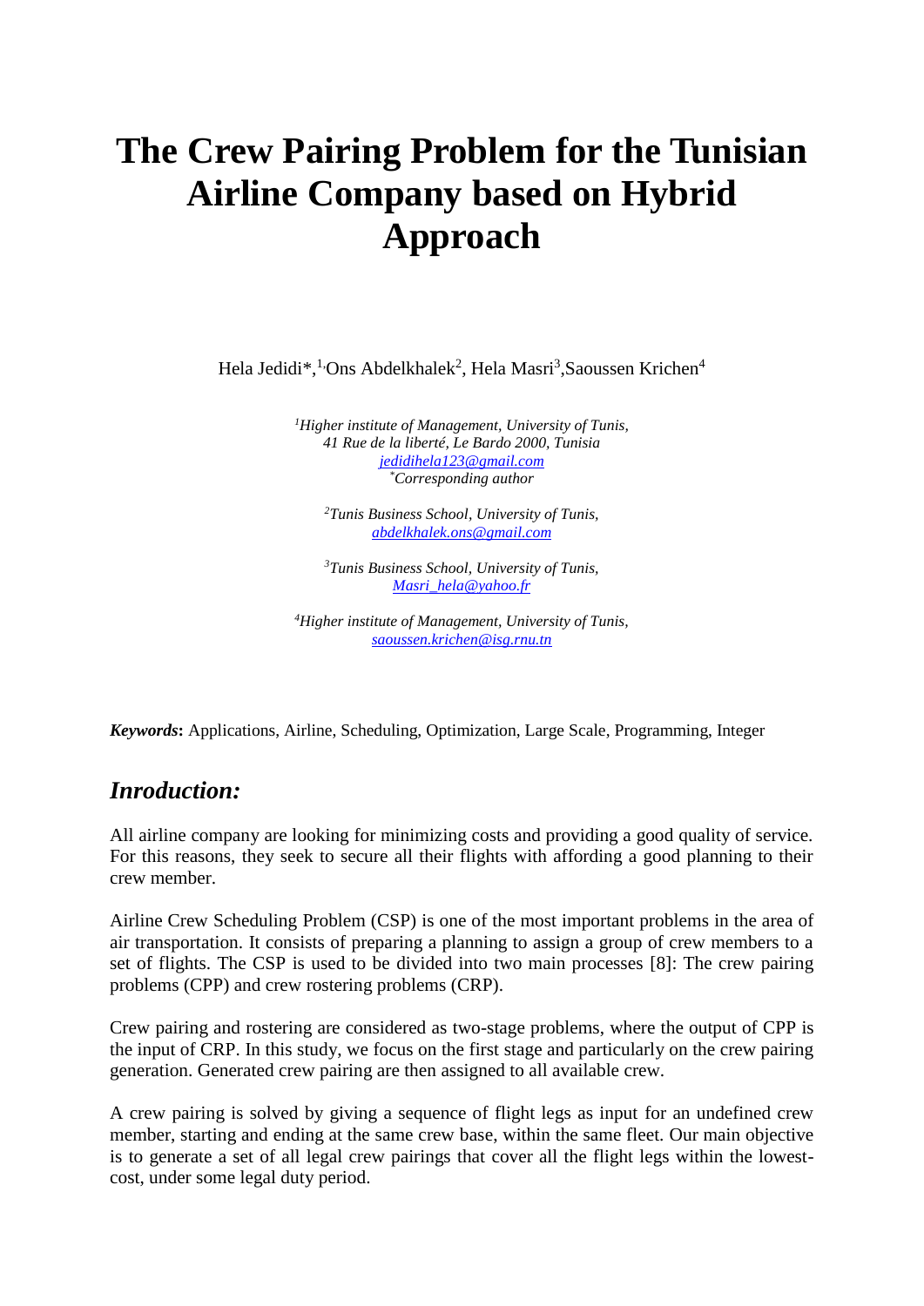# The Crew Pairing Problem for the Tunisian Airline Company based on Hybrid Approach

Hela Jedidi*,[1], Ons Abdelkhalek[2], Hela Masri[3], Saoussen Krichen[4]

[1] *Higher institute of Management, University of Tunis, 41 Rue de la liberté, Le Bardo 2000, Tunisia*
jedidihela123@gmail.com
*Corresponding author*

[2] *Tunis Business School, University of Tunis,*
abdelkhalek.ons@gmail.com

[3] *Tunis Business School, University of Tunis,*
Masri_hela@yahoo.fr

[4] *Higher institute of Management, University of Tunis,*
saoussen.krichen@isg.rnu.tn

***Keywords*:** Applications, Airline, Scheduling, Optimization, Large Scale, Programming, Integer

## *Inroduction:*

All airline company are looking for minimizing costs and providing a good quality of service. For this reasons, they seek to secure all their flights with affording a good planning to their crew member.

Airline Crew Scheduling Problem (CSP) is one of the most important problems in the area of air transportation. It consists of preparing a planning to assign a group of crew members to a set of flights. The CSP is used to be divided into two main processes [8]: The crew pairing problems (CPP) and crew rostering problems (CRP).

Crew pairing and rostering are considered as two-stage problems, where the output of CPP is the input of CRP. In this study, we focus on the first stage and particularly on the crew pairing generation. Generated crew pairing are then assigned to all available crew.

A crew pairing is solved by giving a sequence of flight legs as input for an undefined crew member, starting and ending at the same crew base, within the same fleet. Our main objective is to generate a set of all legal crew pairings that cover all the flight legs within the lowest-cost, under some legal duty period.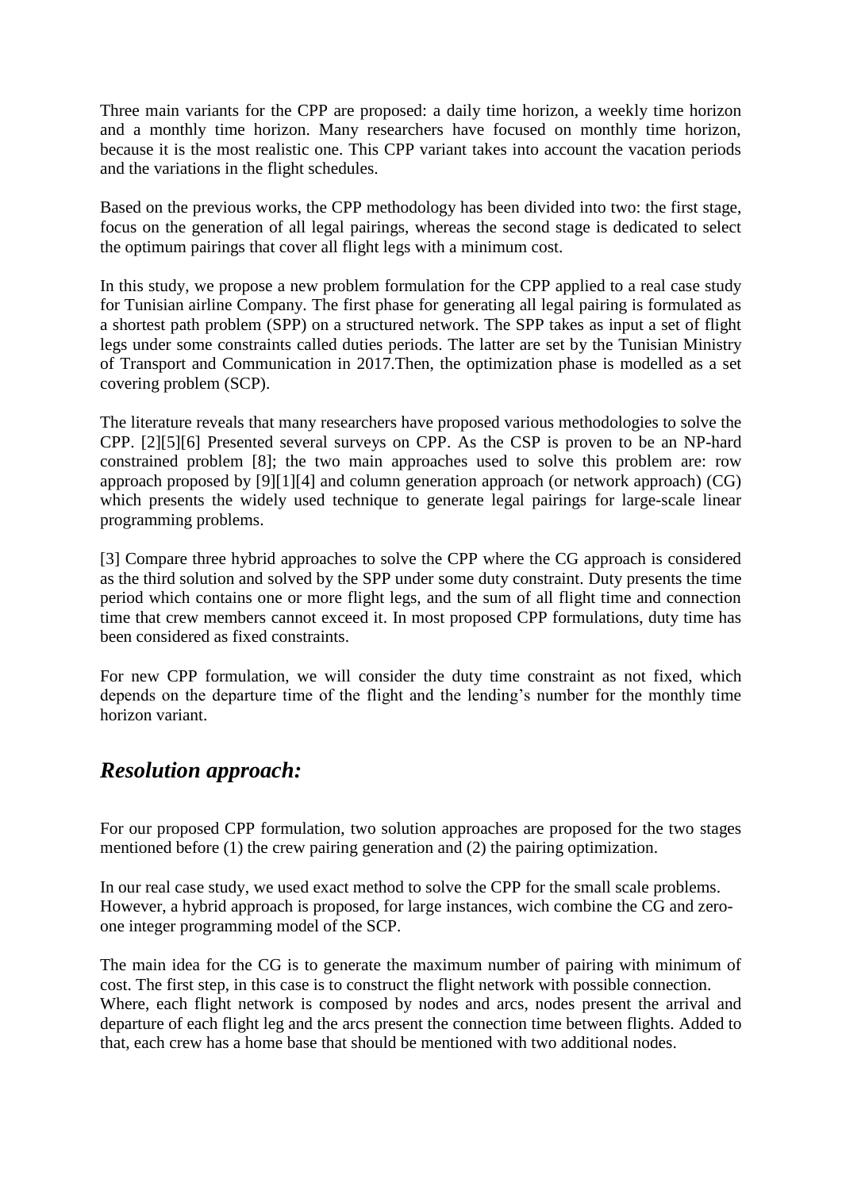Three main variants for the CPP are proposed: a daily time horizon, a weekly time horizon and a monthly time horizon. Many researchers have focused on monthly time horizon, because it is the most realistic one. This CPP variant takes into account the vacation periods and the variations in the flight schedules.

Based on the previous works, the CPP methodology has been divided into two: the first stage, focus on the generation of all legal pairings, whereas the second stage is dedicated to select the optimum pairings that cover all flight legs with a minimum cost.

In this study, we propose a new problem formulation for the CPP applied to a real case study for Tunisian airline Company. The first phase for generating all legal pairing is formulated as a shortest path problem (SPP) on a structured network. The SPP takes as input a set of flight legs under some constraints called duties periods. The latter are set by the Tunisian Ministry of Transport and Communication in 2017.Then, the optimization phase is modelled as a set covering problem (SCP).

The literature reveals that many researchers have proposed various methodologies to solve the CPP. [2][5][6] Presented several surveys on CPP. As the CSP is proven to be an NP-hard constrained problem [8]; the two main approaches used to solve this problem are: row approach proposed by [9][1][4] and column generation approach (or network approach) (CG) which presents the widely used technique to generate legal pairings for large-scale linear programming problems.

[3] Compare three hybrid approaches to solve the CPP where the CG approach is considered as the third solution and solved by the SPP under some duty constraint. Duty presents the time period which contains one or more flight legs, and the sum of all flight time and connection time that crew members cannot exceed it. In most proposed CPP formulations, duty time has been considered as fixed constraints.

For new CPP formulation, we will consider the duty time constraint as not fixed, which depends on the departure time of the flight and the lending's number for the monthly time horizon variant.

## *Resolution approach:*

For our proposed CPP formulation, two solution approaches are proposed for the two stages mentioned before (1) the crew pairing generation and (2) the pairing optimization.

In our real case study, we used exact method to solve the CPP for the small scale problems. However, a hybrid approach is proposed, for large instances, wich combine the CG and zero-one integer programming model of the SCP.

The main idea for the CG is to generate the maximum number of pairing with minimum of cost. The first step, in this case is to construct the flight network with possible connection. Where, each flight network is composed by nodes and arcs, nodes present the arrival and departure of each flight leg and the arcs present the connection time between flights. Added to that, each crew has a home base that should be mentioned with two additional nodes.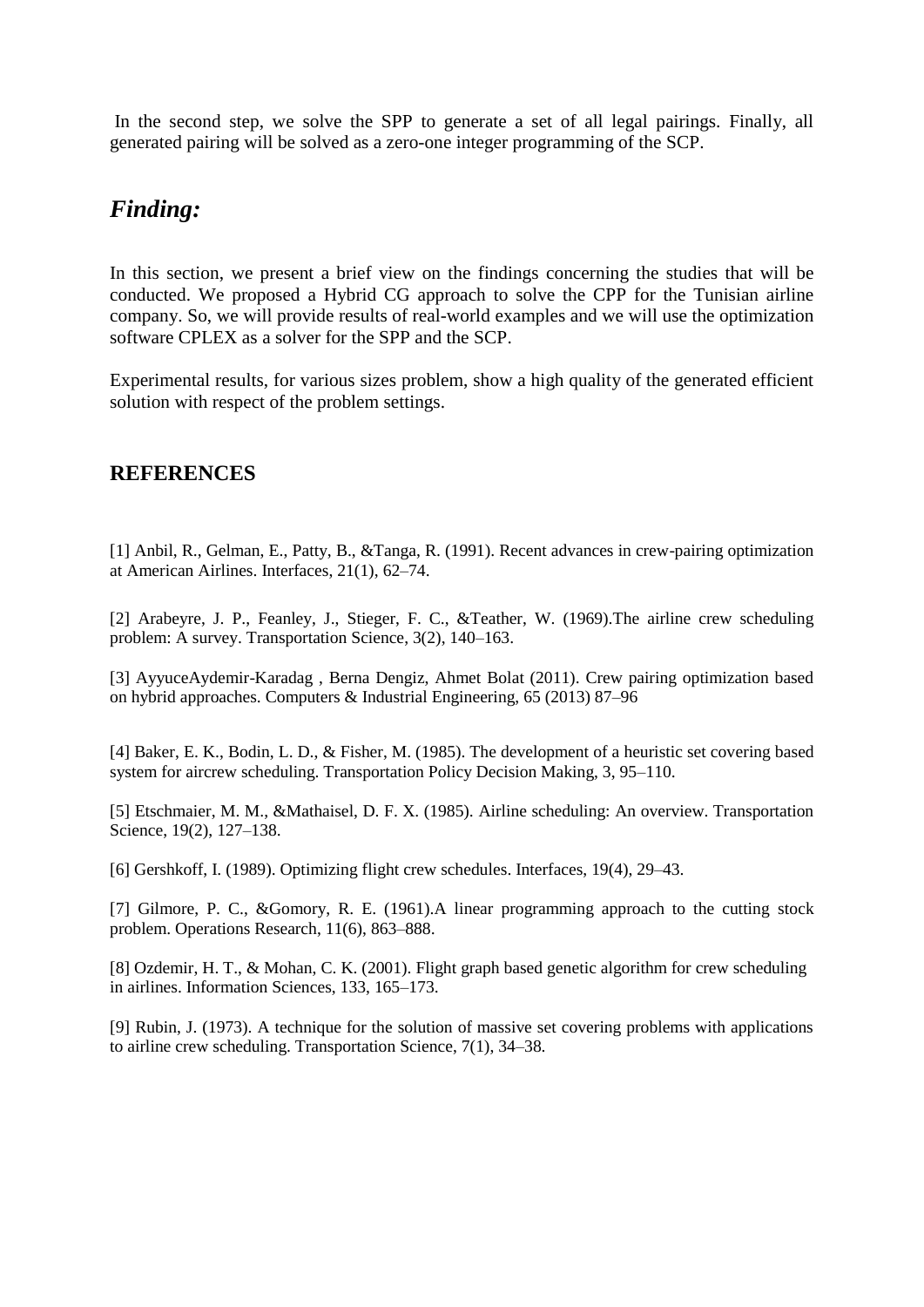In the second step, we solve the SPP to generate a set of all legal pairings. Finally, all generated pairing will be solved as a zero-one integer programming of the SCP.

## *Finding:*

In this section, we present a brief view on the findings concerning the studies that will be conducted. We proposed a Hybrid CG approach to solve the CPP for the Tunisian airline company. So, we will provide results of real-world examples and we will use the optimization software CPLEX as a solver for the SPP and the SCP.

Experimental results, for various sizes problem, show a high quality of the generated efficient solution with respect of the problem settings.

## REFERENCES

[1] Anbil, R., Gelman, E., Patty, B., &Tanga, R. (1991). Recent advances in crew-pairing optimization at American Airlines. Interfaces, 21(1), 62–74.

[2] Arabeyre, J. P., Feanley, J., Stieger, F. C., &Teather, W. (1969).The airline crew scheduling problem: A survey. Transportation Science, 3(2), 140–163.

[3] AyyuceAydemir-Karadag , Berna Dengiz, Ahmet Bolat (2011). Crew pairing optimization based on hybrid approaches. Computers & Industrial Engineering, 65 (2013) 87–96

[4] Baker, E. K., Bodin, L. D., & Fisher, M. (1985). The development of a heuristic set covering based system for aircrew scheduling. Transportation Policy Decision Making, 3, 95–110.

[5] Etschmaier, M. M., &Mathaisel, D. F. X. (1985). Airline scheduling: An overview. Transportation Science, 19(2), 127–138.

[6] Gershkoff, I. (1989). Optimizing flight crew schedules. Interfaces, 19(4), 29–43.

[7] Gilmore, P. C., &Gomory, R. E. (1961).A linear programming approach to the cutting stock problem. Operations Research, 11(6), 863–888.

[8] Ozdemir, H. T., & Mohan, C. K. (2001). Flight graph based genetic algorithm for crew scheduling in airlines. Information Sciences, 133, 165–173.

[9] Rubin, J. (1973). A technique for the solution of massive set covering problems with applications to airline crew scheduling. Transportation Science, 7(1), 34–38.